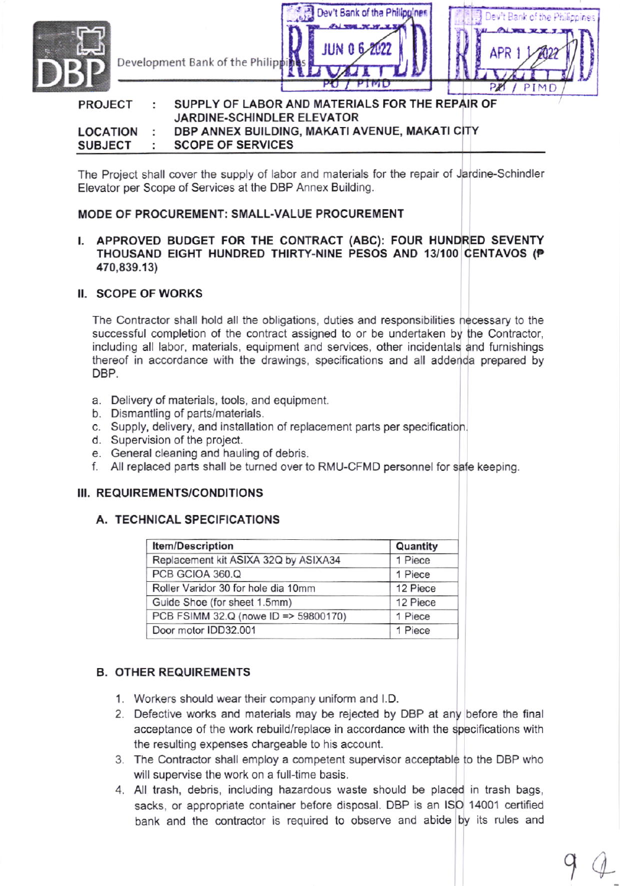Development Bank of the Philippines

| | | |
|---|---|---|
| **PROJECT** | : | **SUPPLY OF LABOR AND MATERIALS FOR THE REPAIR OF JARDINE-SCHINDLER ELEVATOR** |
| **LOCATION** | : | **DBP ANNEX BUILDING, MAKATI AVENUE, MAKATI CITY** |
| **SUBJECT** | : | **SCOPE OF SERVICES** |

The Project shall cover the supply of labor and materials for the repair of Jardine-Schindler Elevator per Scope of Services at the DBP Annex Building.

**MODE OF PROCUREMENT: SMALL-VALUE PROCUREMENT**

## I. APPROVED BUDGET FOR THE CONTRACT (ABC): FOUR HUNDRED SEVENTY THOUSAND EIGHT HUNDRED THIRTY-NINE PESOS AND 13/100 CENTAVOS (₱ 470,839.13)

## II. SCOPE OF WORKS

The Contractor shall hold all the obligations, duties and responsibilities necessary to the successful completion of the contract assigned to or be undertaken by the Contractor, including all labor, materials, equipment and services, other incidentals and furnishings thereof in accordance with the drawings, specifications and all addenda prepared by DBP.

a. Delivery of materials, tools, and equipment.
b. Dismantling of parts/materials.
c. Supply, delivery, and installation of replacement parts per specification.
d. Supervision of the project.
e. General cleaning and hauling of debris.
f. All replaced parts shall be turned over to RMU-CFMD personnel for safe keeping.

## III. REQUIREMENTS/CONDITIONS

### A. TECHNICAL SPECIFICATIONS

| Item/Description | Quantity |
|---|---|
| Replacement kit ASIXA 32Q by ASIXA34 | 1 Piece |
| PCB GCIOA 360.Q | 1 Piece |
| Roller Varidor 30 for hole dia 10mm | 12 Piece |
| Guide Shoe (for sheet 1.5mm) | 12 Piece |
| PCB FSIMM 32.Q (nowe ID => 59800170) | 1 Piece |
| Door motor IDD32.001 | 1 Piece |

### B. OTHER REQUIREMENTS

1. Workers should wear their company uniform and I.D.
2. Defective works and materials may be rejected by DBP at any before the final acceptance of the work rebuild/replace in accordance with the specifications with the resulting expenses chargeable to his account.
3. The Contractor shall employ a competent supervisor acceptable to the DBP who will supervise the work on a full-time basis.
4. All trash, debris, including hazardous waste should be placed in trash bags, sacks, or appropriate container before disposal. DBP is an ISO 14001 certified bank and the contractor is required to observe and abide by its rules and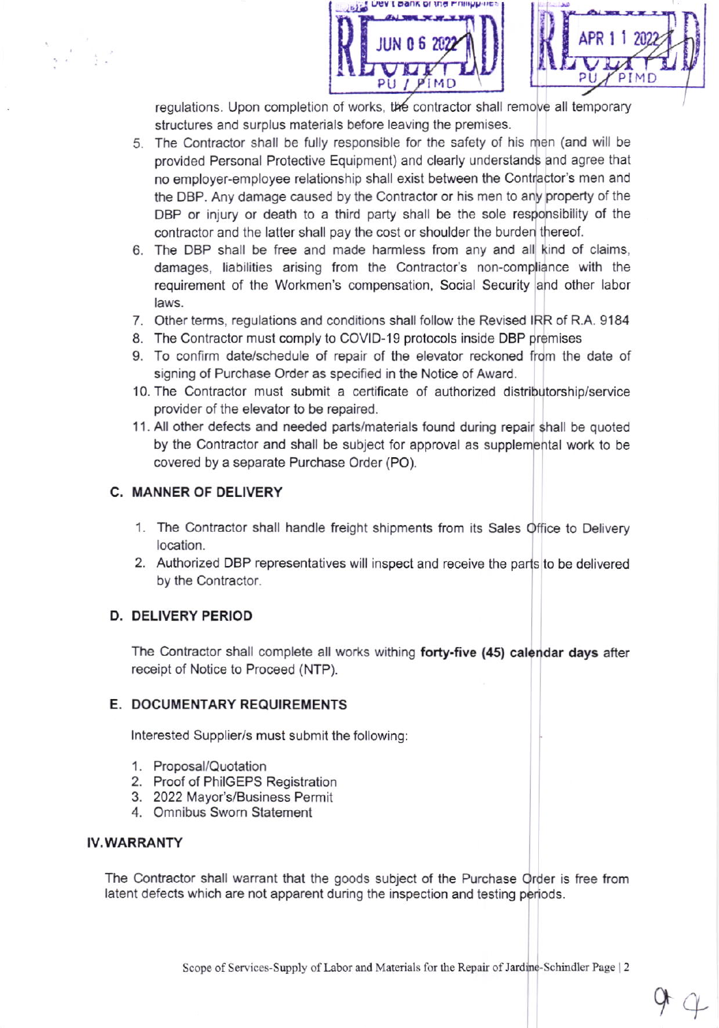regulations. Upon completion of works, the contractor shall remove all temporary structures and surplus materials before leaving the premises.

5. The Contractor shall be fully responsible for the safety of his men (and will be provided Personal Protective Equipment) and clearly understands and agree that no employer-employee relationship shall exist between the Contractor's men and the DBP. Any damage caused by the Contractor or his men to any property of the DBP or injury or death to a third party shall be the sole responsibility of the contractor and the latter shall pay the cost or shoulder the burden thereof.
6. The DBP shall be free and made harmless from any and all kind of claims, damages, liabilities arising from the Contractor's non-compliance with the requirement of the Workmen's compensation, Social Security and other labor laws.
7. Other terms, regulations and conditions shall follow the Revised IRR of R.A. 9184
8. The Contractor must comply to COVID-19 protocols inside DBP premises
9. To confirm date/schedule of repair of the elevator reckoned from the date of signing of Purchase Order as specified in the Notice of Award.
10. The Contractor must submit a certificate of authorized distributorship/service provider of the elevator to be repaired.
11. All other defects and needed parts/materials found during repair shall be quoted by the Contractor and shall be subject for approval as supplemental work to be covered by a separate Purchase Order (PO).

### C. MANNER OF DELIVERY

1. The Contractor shall handle freight shipments from its Sales Office to Delivery location.
2. Authorized DBP representatives will inspect and receive the parts to be delivered by the Contractor.

### D. DELIVERY PERIOD

The Contractor shall complete all works withing **forty-five (45) calendar days** after receipt of Notice to Proceed (NTP).

### E. DOCUMENTARY REQUIREMENTS

Interested Supplier/s must submit the following:

1. Proposal/Quotation
2. Proof of PhilGEPS Registration
3. 2022 Mayor's/Business Permit
4. Omnibus Sworn Statement

## IV. WARRANTY

The Contractor shall warrant that the goods subject of the Purchase Order is free from latent defects which are not apparent during the inspection and testing periods.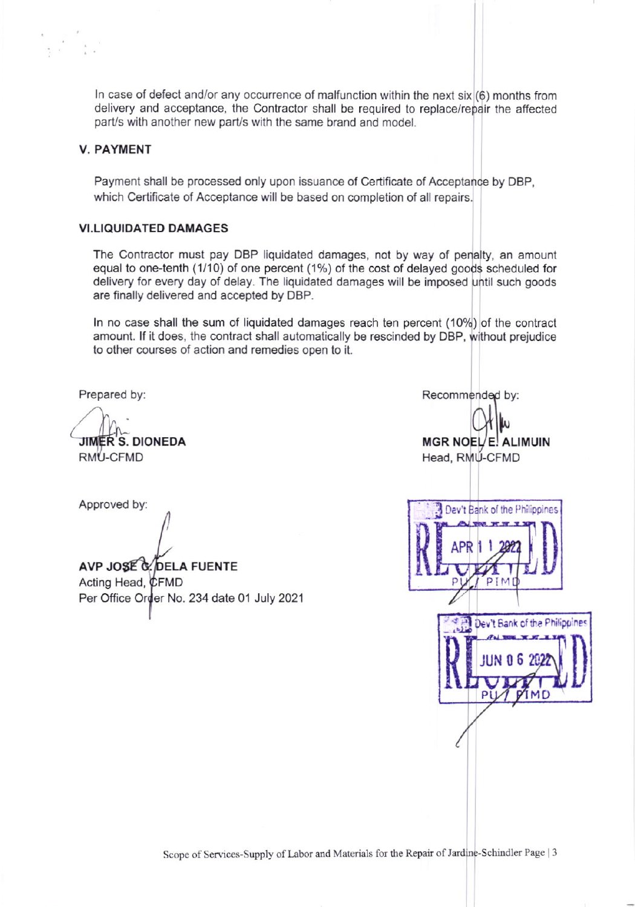In case of defect and/or any occurrence of malfunction within the next six (6) months from delivery and acceptance, the Contractor shall be required to replace/repair the affected part/s with another new part/s with the same brand and model.

### V. PAYMENT

Payment shall be processed only upon issuance of Certificate of Acceptance by DBP, which Certificate of Acceptance will be based on completion of all repairs.

### VI.LIQUIDATED DAMAGES

The Contractor must pay DBP liquidated damages, not by way of penalty, an amount equal to one-tenth (1/10) of one percent (1%) of the cost of delayed goods scheduled for delivery for every day of delay. The liquidated damages will be imposed until such goods are finally delivered and accepted by DBP.

In no case shall the sum of liquidated damages reach ten percent (10%) of the contract amount. If it does, the contract shall automatically be rescinded by DBP, without prejudice to other courses of action and remedies open to it.

Prepared by:

**JIMER S. DIONEDA**
RMU-CFMD

Recommended by:

**MGR NOEL E. ALIMUIN**
Head, RMU-CFMD

Approved by:

**AVP JOSE G. DELA FUENTE**
Acting Head, CFMD
Per Office Order No. 234 date 01 July 2021

Dev't Bank of the Philippines
RECEIVED
APR 1 1 2022
PU / PIMD

Dev't Bank of the Philippines
RECEIVED
JUN 0 6 2022
PU / PIMD